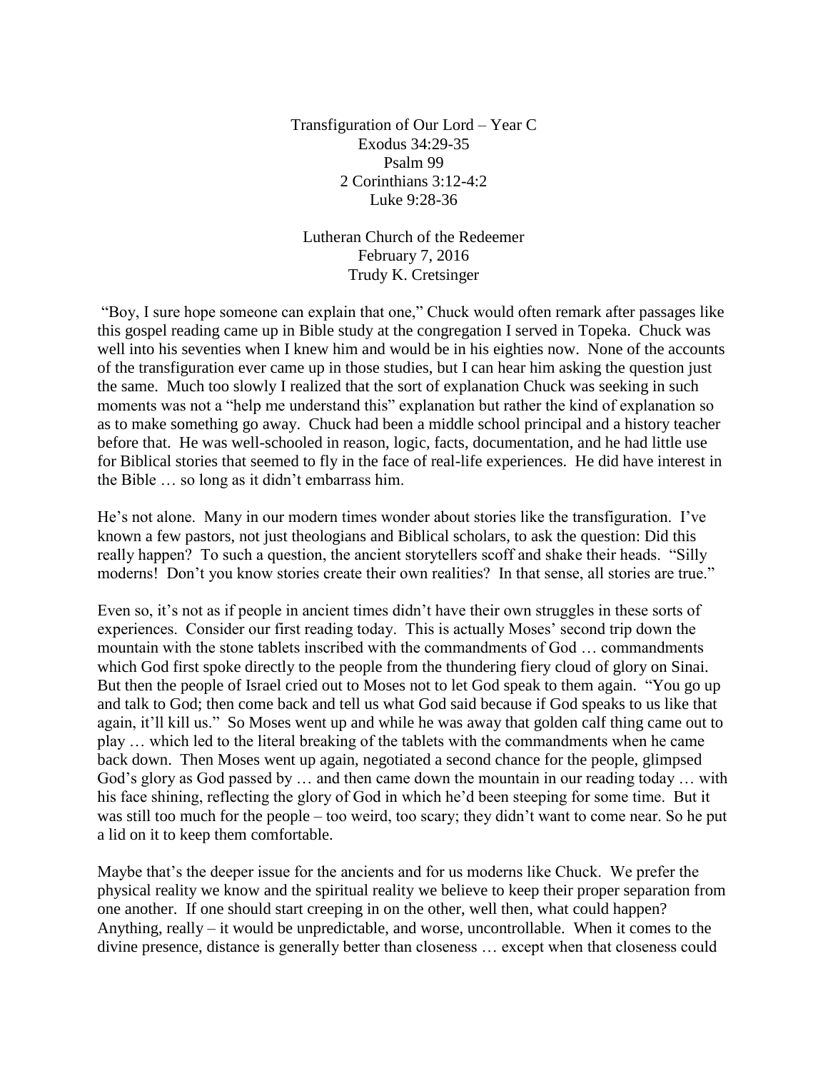Transfiguration of Our Lord – Year C
Exodus 34:29-35
Psalm 99
2 Corinthians 3:12-4:2
Luke 9:28-36

Lutheran Church of the Redeemer
February 7, 2016
Trudy K. Cretsinger

"Boy, I sure hope someone can explain that one," Chuck would often remark after passages like this gospel reading came up in Bible study at the congregation I served in Topeka. Chuck was well into his seventies when I knew him and would be in his eighties now. None of the accounts of the transfiguration ever came up in those studies, but I can hear him asking the question just the same. Much too slowly I realized that the sort of explanation Chuck was seeking in such moments was not a "help me understand this" explanation but rather the kind of explanation so as to make something go away. Chuck had been a middle school principal and a history teacher before that. He was well-schooled in reason, logic, facts, documentation, and he had little use for Biblical stories that seemed to fly in the face of real-life experiences. He did have interest in the Bible … so long as it didn't embarrass him.

He's not alone. Many in our modern times wonder about stories like the transfiguration. I've known a few pastors, not just theologians and Biblical scholars, to ask the question: Did this really happen? To such a question, the ancient storytellers scoff and shake their heads. "Silly moderns! Don't you know stories create their own realities? In that sense, all stories are true."

Even so, it's not as if people in ancient times didn't have their own struggles in these sorts of experiences. Consider our first reading today. This is actually Moses' second trip down the mountain with the stone tablets inscribed with the commandments of God … commandments which God first spoke directly to the people from the thundering fiery cloud of glory on Sinai. But then the people of Israel cried out to Moses not to let God speak to them again. "You go up and talk to God; then come back and tell us what God said because if God speaks to us like that again, it'll kill us." So Moses went up and while he was away that golden calf thing came out to play … which led to the literal breaking of the tablets with the commandments when he came back down. Then Moses went up again, negotiated a second chance for the people, glimpsed God's glory as God passed by … and then came down the mountain in our reading today … with his face shining, reflecting the glory of God in which he'd been steeping for some time. But it was still too much for the people – too weird, too scary; they didn't want to come near. So he put a lid on it to keep them comfortable.

Maybe that's the deeper issue for the ancients and for us moderns like Chuck. We prefer the physical reality we know and the spiritual reality we believe to keep their proper separation from one another. If one should start creeping in on the other, well then, what could happen? Anything, really – it would be unpredictable, and worse, uncontrollable. When it comes to the divine presence, distance is generally better than closeness … except when that closeness could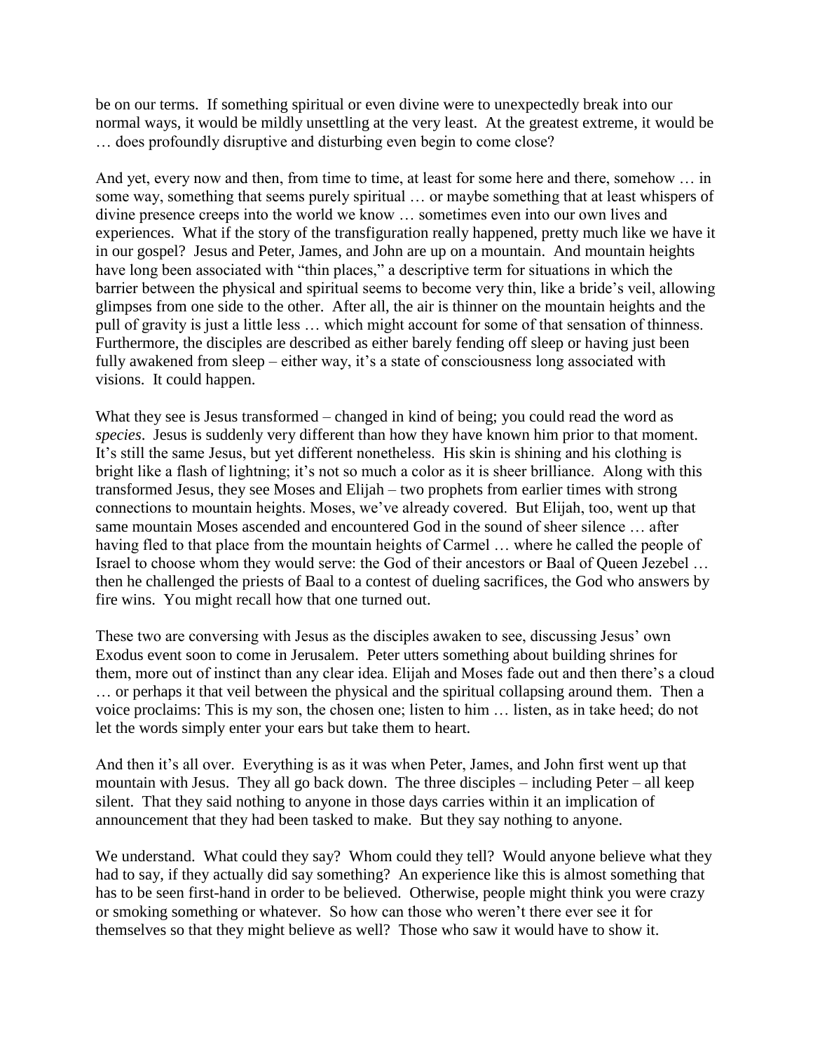be on our terms. If something spiritual or even divine were to unexpectedly break into our normal ways, it would be mildly unsettling at the very least. At the greatest extreme, it would be … does profoundly disruptive and disturbing even begin to come close?

And yet, every now and then, from time to time, at least for some here and there, somehow … in some way, something that seems purely spiritual … or maybe something that at least whispers of divine presence creeps into the world we know … sometimes even into our own lives and experiences. What if the story of the transfiguration really happened, pretty much like we have it in our gospel? Jesus and Peter, James, and John are up on a mountain. And mountain heights have long been associated with "thin places," a descriptive term for situations in which the barrier between the physical and spiritual seems to become very thin, like a bride's veil, allowing glimpses from one side to the other. After all, the air is thinner on the mountain heights and the pull of gravity is just a little less … which might account for some of that sensation of thinness. Furthermore, the disciples are described as either barely fending off sleep or having just been fully awakened from sleep – either way, it's a state of consciousness long associated with visions. It could happen.

What they see is Jesus transformed – changed in kind of being; you could read the word as *species*. Jesus is suddenly very different than how they have known him prior to that moment. It's still the same Jesus, but yet different nonetheless. His skin is shining and his clothing is bright like a flash of lightning; it's not so much a color as it is sheer brilliance. Along with this transformed Jesus, they see Moses and Elijah – two prophets from earlier times with strong connections to mountain heights. Moses, we've already covered. But Elijah, too, went up that same mountain Moses ascended and encountered God in the sound of sheer silence … after having fled to that place from the mountain heights of Carmel … where he called the people of Israel to choose whom they would serve: the God of their ancestors or Baal of Queen Jezebel … then he challenged the priests of Baal to a contest of dueling sacrifices, the God who answers by fire wins. You might recall how that one turned out.

These two are conversing with Jesus as the disciples awaken to see, discussing Jesus' own Exodus event soon to come in Jerusalem. Peter utters something about building shrines for them, more out of instinct than any clear idea. Elijah and Moses fade out and then there's a cloud … or perhaps it that veil between the physical and the spiritual collapsing around them. Then a voice proclaims: This is my son, the chosen one; listen to him … listen, as in take heed; do not let the words simply enter your ears but take them to heart.

And then it's all over. Everything is as it was when Peter, James, and John first went up that mountain with Jesus. They all go back down. The three disciples – including Peter – all keep silent. That they said nothing to anyone in those days carries within it an implication of announcement that they had been tasked to make. But they say nothing to anyone.

We understand. What could they say? Whom could they tell? Would anyone believe what they had to say, if they actually did say something? An experience like this is almost something that has to be seen first-hand in order to be believed. Otherwise, people might think you were crazy or smoking something or whatever. So how can those who weren't there ever see it for themselves so that they might believe as well? Those who saw it would have to show it.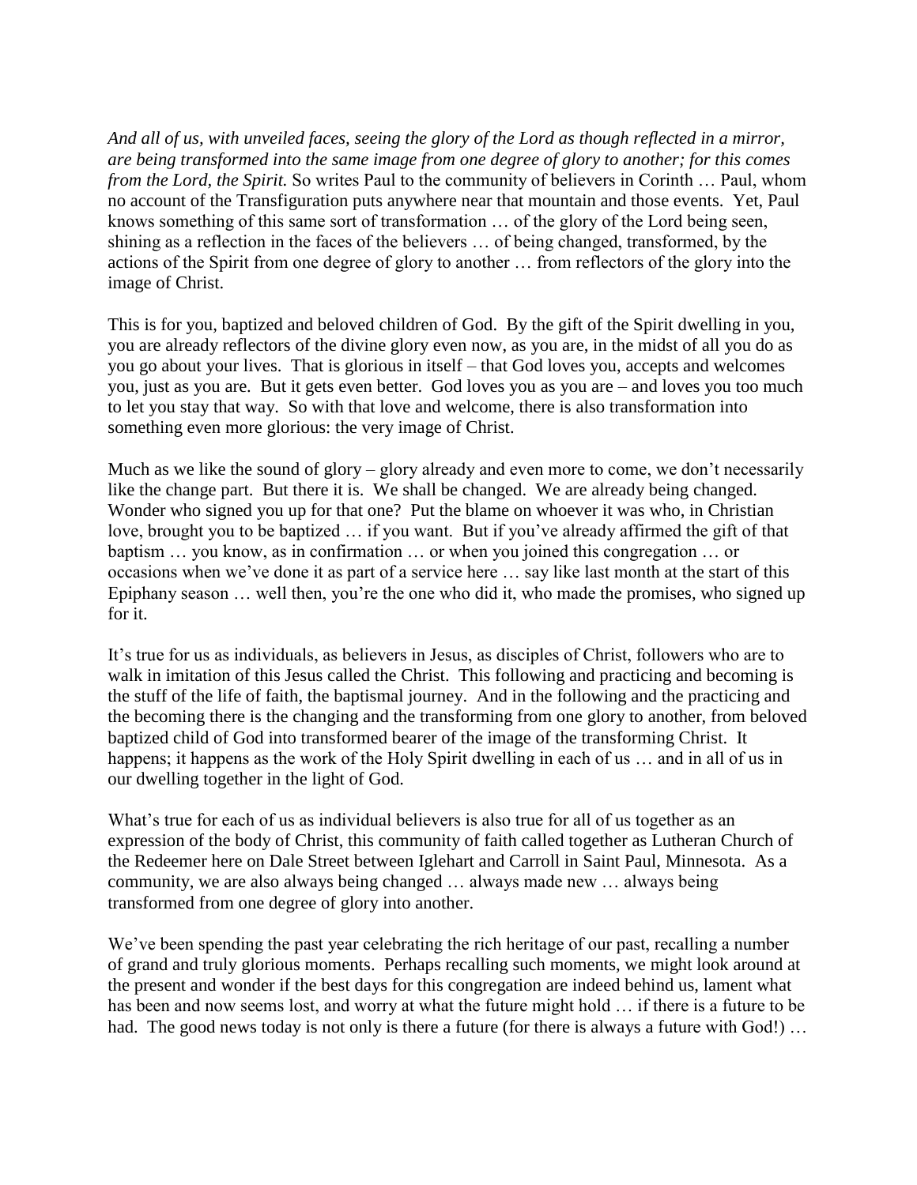*And all of us, with unveiled faces, seeing the glory of the Lord as though reflected in a mirror, are being transformed into the same image from one degree of glory to another; for this comes from the Lord, the Spirit.* So writes Paul to the community of believers in Corinth … Paul, whom no account of the Transfiguration puts anywhere near that mountain and those events. Yet, Paul knows something of this same sort of transformation … of the glory of the Lord being seen, shining as a reflection in the faces of the believers … of being changed, transformed, by the actions of the Spirit from one degree of glory to another … from reflectors of the glory into the image of Christ.

This is for you, baptized and beloved children of God. By the gift of the Spirit dwelling in you, you are already reflectors of the divine glory even now, as you are, in the midst of all you do as you go about your lives. That is glorious in itself – that God loves you, accepts and welcomes you, just as you are. But it gets even better. God loves you as you are – and loves you too much to let you stay that way. So with that love and welcome, there is also transformation into something even more glorious: the very image of Christ.

Much as we like the sound of glory – glory already and even more to come, we don't necessarily like the change part. But there it is. We shall be changed. We are already being changed. Wonder who signed you up for that one? Put the blame on whoever it was who, in Christian love, brought you to be baptized … if you want. But if you've already affirmed the gift of that baptism … you know, as in confirmation … or when you joined this congregation … or occasions when we've done it as part of a service here … say like last month at the start of this Epiphany season … well then, you're the one who did it, who made the promises, who signed up for it.

It's true for us as individuals, as believers in Jesus, as disciples of Christ, followers who are to walk in imitation of this Jesus called the Christ. This following and practicing and becoming is the stuff of the life of faith, the baptismal journey. And in the following and the practicing and the becoming there is the changing and the transforming from one glory to another, from beloved baptized child of God into transformed bearer of the image of the transforming Christ. It happens; it happens as the work of the Holy Spirit dwelling in each of us … and in all of us in our dwelling together in the light of God.

What's true for each of us as individual believers is also true for all of us together as an expression of the body of Christ, this community of faith called together as Lutheran Church of the Redeemer here on Dale Street between Iglehart and Carroll in Saint Paul, Minnesota. As a community, we are also always being changed … always made new … always being transformed from one degree of glory into another.

We've been spending the past year celebrating the rich heritage of our past, recalling a number of grand and truly glorious moments. Perhaps recalling such moments, we might look around at the present and wonder if the best days for this congregation are indeed behind us, lament what has been and now seems lost, and worry at what the future might hold … if there is a future to be had. The good news today is not only is there a future (for there is always a future with God!) …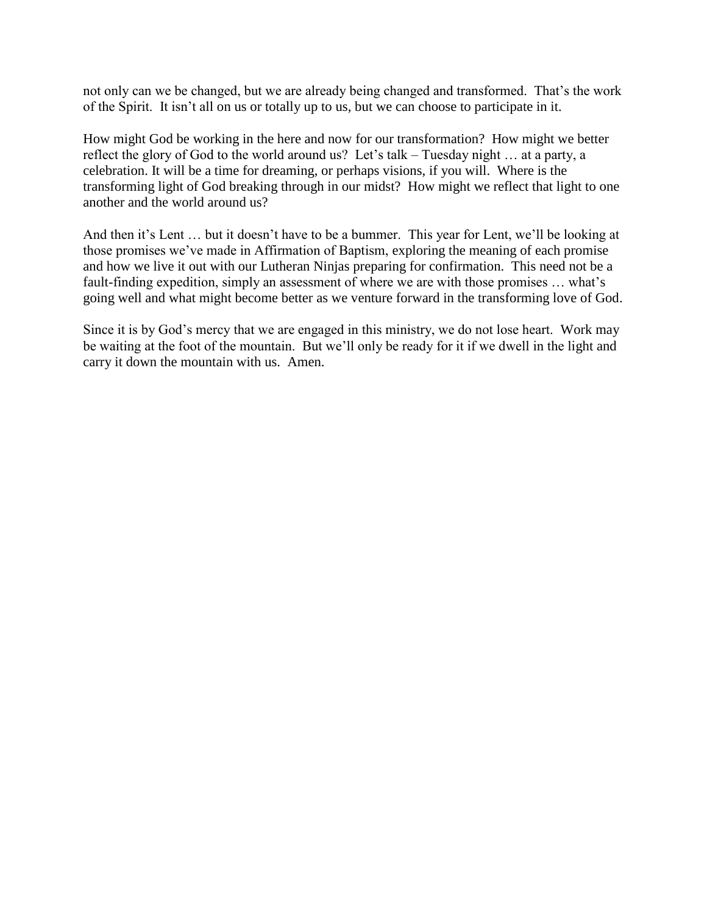not only can we be changed, but we are already being changed and transformed. That's the work of the Spirit. It isn't all on us or totally up to us, but we can choose to participate in it.

How might God be working in the here and now for our transformation? How might we better reflect the glory of God to the world around us? Let's talk – Tuesday night … at a party, a celebration. It will be a time for dreaming, or perhaps visions, if you will. Where is the transforming light of God breaking through in our midst? How might we reflect that light to one another and the world around us?

And then it's Lent … but it doesn't have to be a bummer. This year for Lent, we'll be looking at those promises we've made in Affirmation of Baptism, exploring the meaning of each promise and how we live it out with our Lutheran Ninjas preparing for confirmation. This need not be a fault-finding expedition, simply an assessment of where we are with those promises … what's going well and what might become better as we venture forward in the transforming love of God.

Since it is by God's mercy that we are engaged in this ministry, we do not lose heart. Work may be waiting at the foot of the mountain. But we'll only be ready for it if we dwell in the light and carry it down the mountain with us. Amen.